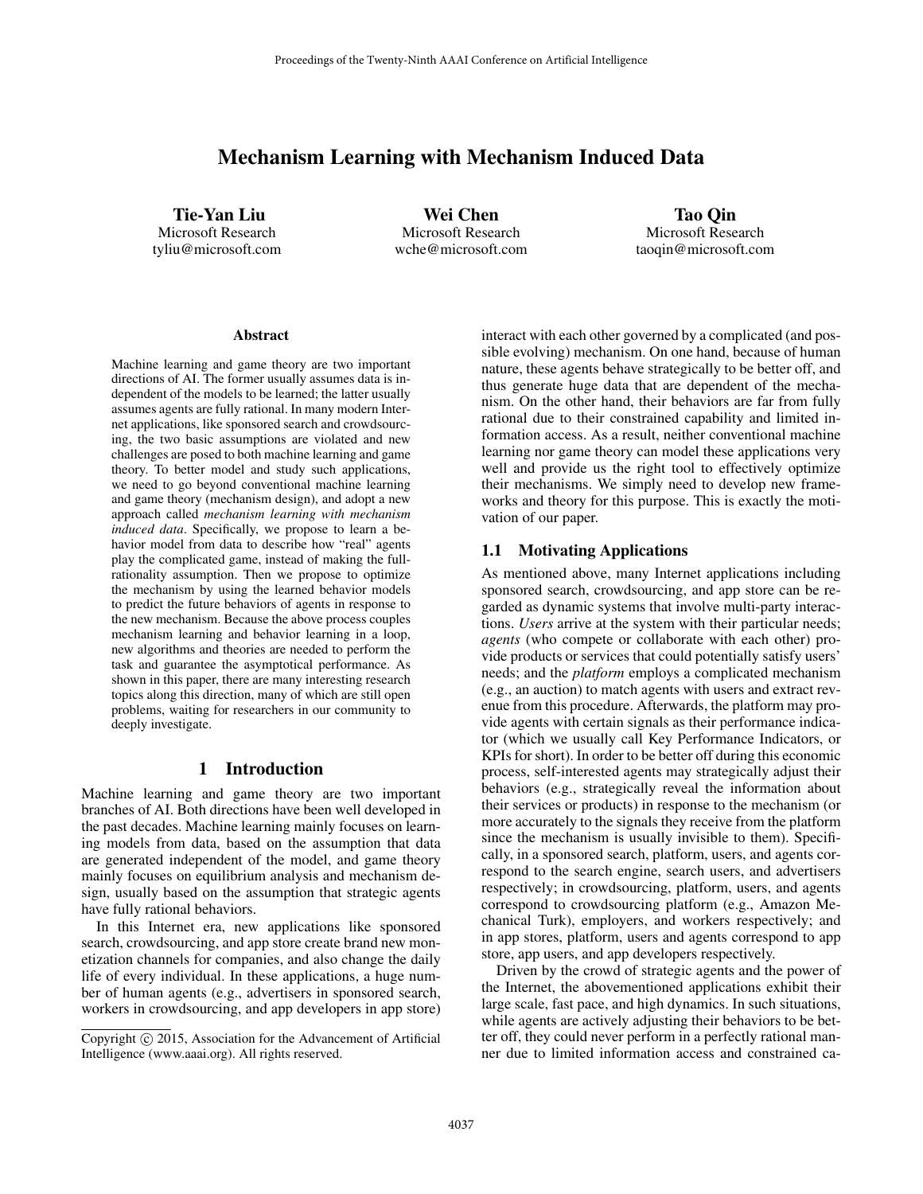# Mechanism Learning with Mechanism Induced Data

**Tie-Yan Liu**
Microsoft Research
tyliu@microsoft.com

**Wei Chen**
Microsoft Research
wche@microsoft.com

**Tao Qin**
Microsoft Research
taoqin@microsoft.com

## Abstract

Machine learning and game theory are two important directions of AI. The former usually assumes data is independent of the models to be learned; the latter usually assumes agents are fully rational. In many modern Internet applications, like sponsored search and crowdsourcing, the two basic assumptions are violated and new challenges are posed to both machine learning and game theory. To better model and study such applications, we need to go beyond conventional machine learning and game theory (mechanism design), and adopt a new approach called *mechanism learning with mechanism induced data*. Specifically, we propose to learn a behavior model from data to describe how "real" agents play the complicated game, instead of making the full-rationality assumption. Then we propose to optimize the mechanism by using the learned behavior models to predict the future behaviors of agents in response to the new mechanism. Because the above process couples mechanism learning and behavior learning in a loop, new algorithms and theories are needed to perform the task and guarantee the asymptotical performance. As shown in this paper, there are many interesting research topics along this direction, many of which are still open problems, waiting for researchers in our community to deeply investigate.

## 1 Introduction

Machine learning and game theory are two important branches of AI. Both directions have been well developed in the past decades. Machine learning mainly focuses on learning models from data, based on the assumption that data are generated independent of the model, and game theory mainly focuses on equilibrium analysis and mechanism design, usually based on the assumption that strategic agents have fully rational behaviors.

In this Internet era, new applications like sponsored search, crowdsourcing, and app store create brand new monetization channels for companies, and also change the daily life of every individual. In these applications, a huge number of human agents (e.g., advertisers in sponsored search, workers in crowdsourcing, and app developers in app store) interact with each other governed by a complicated (and possible evolving) mechanism. On one hand, because of human nature, these agents behave strategically to be better off, and thus generate huge data that are dependent of the mechanism. On the other hand, their behaviors are far from fully rational due to their constrained capability and limited information access. As a result, neither conventional machine learning nor game theory can model these applications very well and provide us the right tool to effectively optimize their mechanisms. We simply need to develop new frameworks and theory for this purpose. This is exactly the motivation of our paper.

### 1.1 Motivating Applications

As mentioned above, many Internet applications including sponsored search, crowdsourcing, and app store can be regarded as dynamic systems that involve multi-party interactions. *Users* arrive at the system with their particular needs; *agents* (who compete or collaborate with each other) provide products or services that could potentially satisfy users' needs; and the *platform* employs a complicated mechanism (e.g., an auction) to match agents with users and extract revenue from this procedure. Afterwards, the platform may provide agents with certain signals as their performance indicator (which we usually call Key Performance Indicators, or KPIs for short). In order to be better off during this economic process, self-interested agents may strategically adjust their behaviors (e.g., strategically reveal the information about their services or products) in response to the mechanism (or more accurately to the signals they receive from the platform since the mechanism is usually invisible to them). Specifically, in a sponsored search, platform, users, and agents correspond to the search engine, search users, and advertisers respectively; in crowdsourcing, platform, users, and agents correspond to crowdsourcing platform (e.g., Amazon Mechanical Turk), employers, and workers respectively; and in app stores, platform, users and agents correspond to app store, app users, and app developers respectively.

Driven by the crowd of strategic agents and the power of the Internet, the abovementioned applications exhibit their large scale, fast pace, and high dynamics. In such situations, while agents are actively adjusting their behaviors to be better off, they could never perform in a perfectly rational manner due to limited information access and constrained ca-

Copyright © 2015, Association for the Advancement of Artificial Intelligence (www.aaai.org). All rights reserved.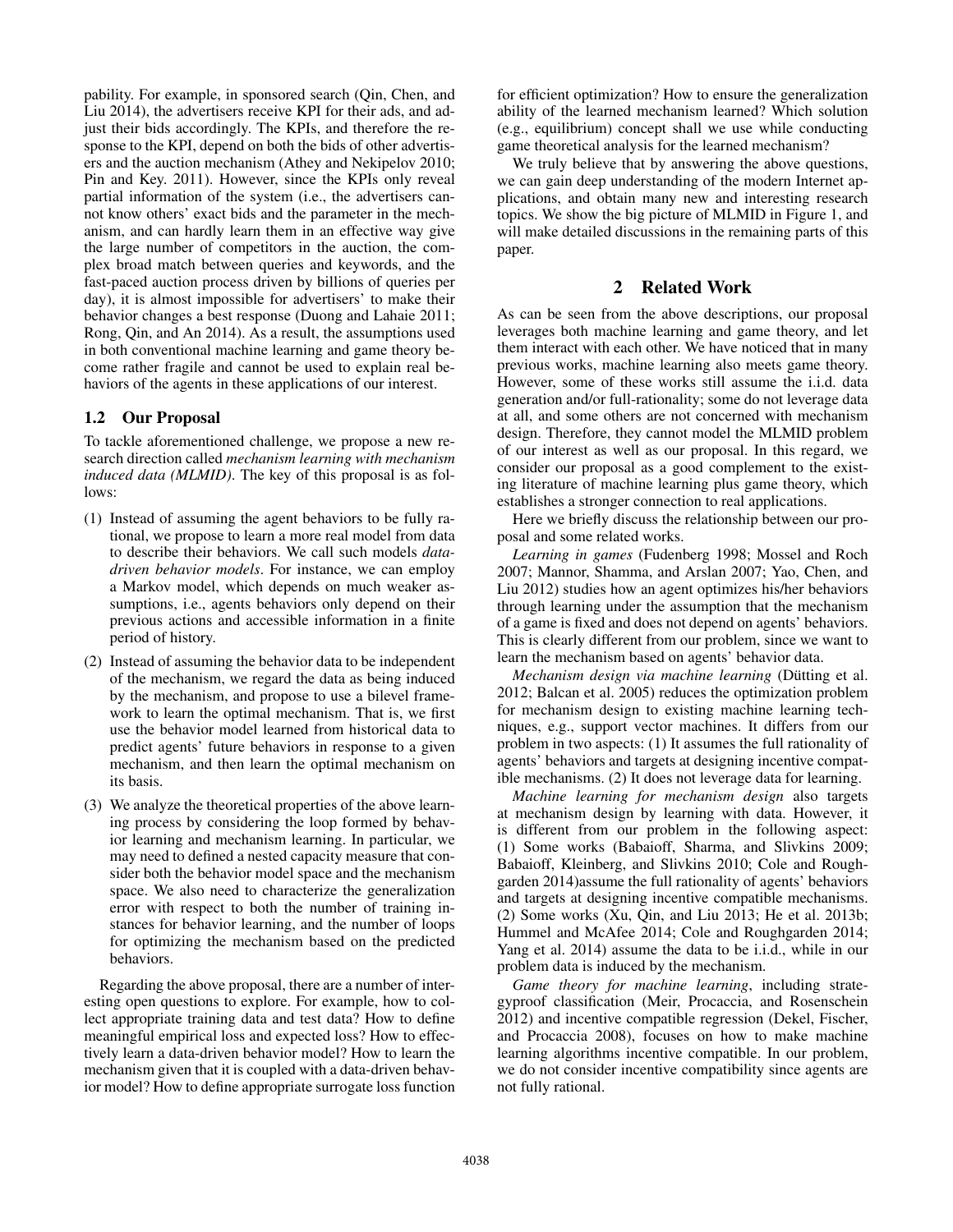pability. For example, in sponsored search (Qin, Chen, and Liu 2014), the advertisers receive KPI for their ads, and adjust their bids accordingly. The KPIs, and therefore the response to the KPI, depend on both the bids of other advertisers and the auction mechanism (Athey and Nekipelov 2010; Pin and Key. 2011). However, since the KPIs only reveal partial information of the system (i.e., the advertisers cannot know others' exact bids and the parameter in the mechanism, and can hardly learn them in an effective way give the large number of competitors in the auction, the complex broad match between queries and keywords, and the fast-paced auction process driven by billions of queries per day), it is almost impossible for advertisers' to make their behavior changes a best response (Duong and Lahaie 2011; Rong, Qin, and An 2014). As a result, the assumptions used in both conventional machine learning and game theory become rather fragile and cannot be used to explain real behaviors of the agents in these applications of our interest.

### 1.2 Our Proposal

To tackle aforementioned challenge, we propose a new research direction called *mechanism learning with mechanism induced data (MLMID)*. The key of this proposal is as follows:

(1) Instead of assuming the agent behaviors to be fully rational, we propose to learn a more real model from data to describe their behaviors. We call such models *data-driven behavior models*. For instance, we can employ a Markov model, which depends on much weaker assumptions, i.e., agents behaviors only depend on their previous actions and accessible information in a finite period of history.

(2) Instead of assuming the behavior data to be independent of the mechanism, we regard the data as being induced by the mechanism, and propose to use a bilevel framework to learn the optimal mechanism. That is, we first use the behavior model learned from historical data to predict agents' future behaviors in response to a given mechanism, and then learn the optimal mechanism on its basis.

(3) We analyze the theoretical properties of the above learning process by considering the loop formed by behavior learning and mechanism learning. In particular, we may need to defined a nested capacity measure that consider both the behavior model space and the mechanism space. We also need to characterize the generalization error with respect to both the number of training instances for behavior learning, and the number of loops for optimizing the mechanism based on the predicted behaviors.

Regarding the above proposal, there are a number of interesting open questions to explore. For example, how to collect appropriate training data and test data? How to define meaningful empirical loss and expected loss? How to effectively learn a data-driven behavior model? How to learn the mechanism given that it is coupled with a data-driven behavior model? How to define appropriate surrogate loss function for efficient optimization? How to ensure the generalization ability of the learned mechanism learned? Which solution (e.g., equilibrium) concept shall we use while conducting game theoretical analysis for the learned mechanism?

We truly believe that by answering the above questions, we can gain deep understanding of the modern Internet applications, and obtain many new and interesting research topics. We show the big picture of MLMID in Figure 1, and will make detailed discussions in the remaining parts of this paper.

## 2 Related Work

As can be seen from the above descriptions, our proposal leverages both machine learning and game theory, and let them interact with each other. We have noticed that in many previous works, machine learning also meets game theory. However, some of these works still assume the i.i.d. data generation and/or full-rationality; some do not leverage data at all, and some others are not concerned with mechanism design. Therefore, they cannot model the MLMID problem of our interest as well as our proposal. In this regard, we consider our proposal as a good complement to the existing literature of machine learning plus game theory, which establishes a stronger connection to real applications.

Here we briefly discuss the relationship between our proposal and some related works.

*Learning in games* (Fudenberg 1998; Mossel and Roch 2007; Mannor, Shamma, and Arslan 2007; Yao, Chen, and Liu 2012) studies how an agent optimizes his/her behaviors through learning under the assumption that the mechanism of a game is fixed and does not depend on agents' behaviors. This is clearly different from our problem, since we want to learn the mechanism based on agents' behavior data.

*Mechanism design via machine learning* (Dütting et al. 2012; Balcan et al. 2005) reduces the optimization problem for mechanism design to existing machine learning techniques, e.g., support vector machines. It differs from our problem in two aspects: (1) It assumes the full rationality of agents' behaviors and targets at designing incentive compatible mechanisms. (2) It does not leverage data for learning.

*Machine learning for mechanism design* also targets at mechanism design by learning with data. However, it is different from our problem in the following aspect: (1) Some works (Babaioff, Sharma, and Slivkins 2009; Babaioff, Kleinberg, and Slivkins 2010; Cole and Roughgarden 2014)assume the full rationality of agents' behaviors and targets at designing incentive compatible mechanisms. (2) Some works (Xu, Qin, and Liu 2013; He et al. 2013b; Hummel and McAfee 2014; Cole and Roughgarden 2014; Yang et al. 2014) assume the data to be i.i.d., while in our problem data is induced by the mechanism.

*Game theory for machine learning*, including strategyproof classification (Meir, Procaccia, and Rosenschein 2012) and incentive compatible regression (Dekel, Fischer, and Procaccia 2008), focuses on how to make machine learning algorithms incentive compatible. In our problem, we do not consider incentive compatibility since agents are not fully rational.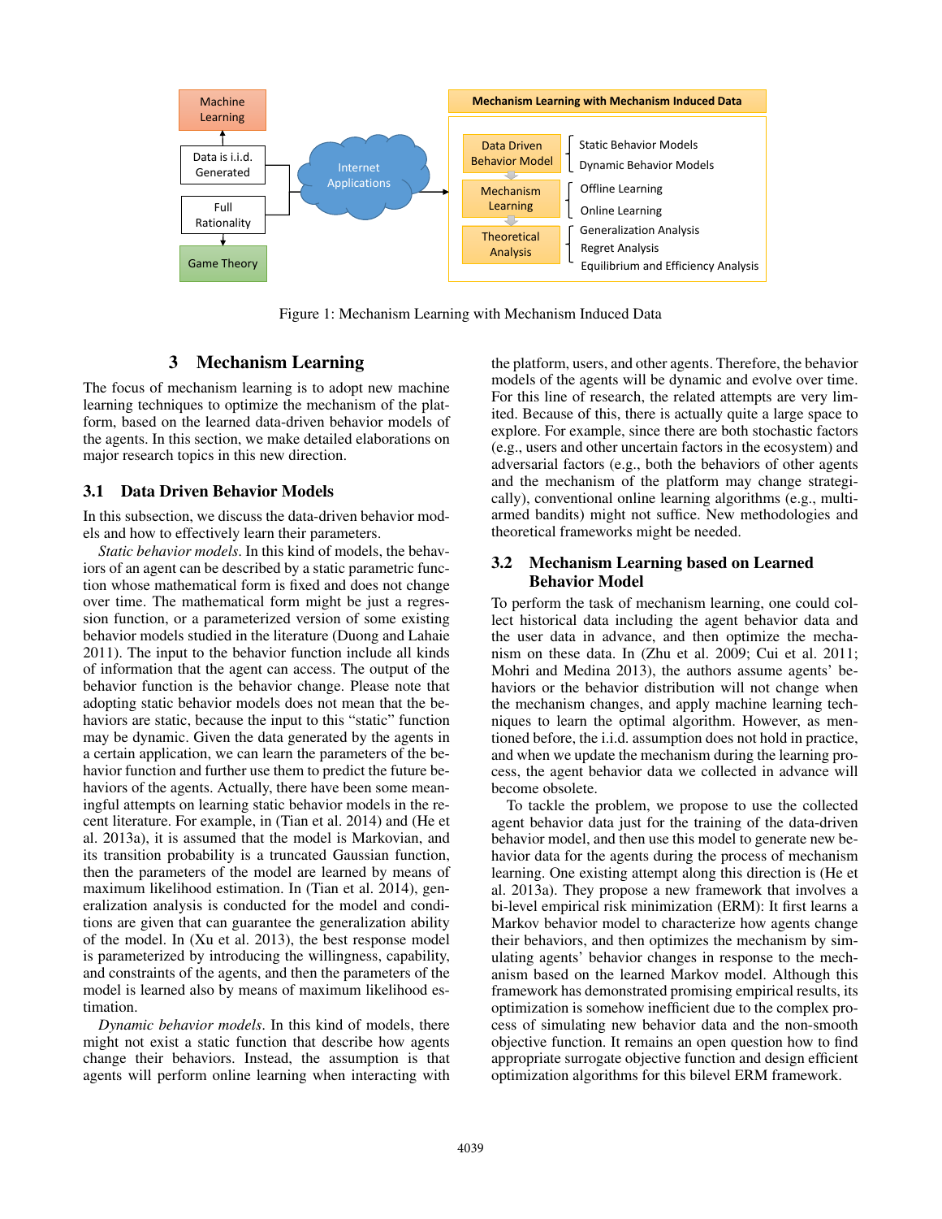Figure 1: Mechanism Learning with Mechanism Induced Data

## 3 Mechanism Learning

The focus of mechanism learning is to adopt new machine learning techniques to optimize the mechanism of the platform, based on the learned data-driven behavior models of the agents. In this section, we make detailed elaborations on major research topics in this new direction.

### 3.1 Data Driven Behavior Models

In this subsection, we discuss the data-driven behavior models and how to effectively learn their parameters.

*Static behavior models*. In this kind of models, the behaviors of an agent can be described by a static parametric function whose mathematical form is fixed and does not change over time. The mathematical form might be just a regression function, or a parameterized version of some existing behavior models studied in the literature (Duong and Lahaie 2011). The input to the behavior function include all kinds of information that the agent can access. The output of the behavior function is the behavior change. Please note that adopting static behavior models does not mean that the behaviors are static, because the input to this "static" function may be dynamic. Given the data generated by the agents in a certain application, we can learn the parameters of the behavior function and further use them to predict the future behaviors of the agents. Actually, there have been some meaningful attempts on learning static behavior models in the recent literature. For example, in (Tian et al. 2014) and (He et al. 2013a), it is assumed that the model is Markovian, and its transition probability is a truncated Gaussian function, then the parameters of the model are learned by means of maximum likelihood estimation. In (Tian et al. 2014), generalization analysis is conducted for the model and conditions are given that can guarantee the generalization ability of the model. In (Xu et al. 2013), the best response model is parameterized by introducing the willingness, capability, and constraints of the agents, and then the parameters of the model is learned also by means of maximum likelihood estimation.

*Dynamic behavior models*. In this kind of models, there might not exist a static function that describe how agents change their behaviors. Instead, the assumption is that agents will perform online learning when interacting with the platform, users, and other agents. Therefore, the behavior models of the agents will be dynamic and evolve over time. For this line of research, the related attempts are very limited. Because of this, there is actually quite a large space to explore. For example, since there are both stochastic factors (e.g., users and other uncertain factors in the ecosystem) and adversarial factors (e.g., both the behaviors of other agents and the mechanism of the platform may change strategically), conventional online learning algorithms (e.g., multi-armed bandits) might not suffice. New methodologies and theoretical frameworks might be needed.

### 3.2 Mechanism Learning based on Learned Behavior Model

To perform the task of mechanism learning, one could collect historical data including the agent behavior data and the user data in advance, and then optimize the mechanism on these data. In (Zhu et al. 2009; Cui et al. 2011; Mohri and Medina 2013), the authors assume agents' behaviors or the behavior distribution will not change when the mechanism changes, and apply machine learning techniques to learn the optimal algorithm. However, as mentioned before, the i.i.d. assumption does not hold in practice, and when we update the mechanism during the learning process, the agent behavior data we collected in advance will become obsolete.

To tackle the problem, we propose to use the collected agent behavior data just for the training of the data-driven behavior model, and then use this model to generate new behavior data for the agents during the process of mechanism learning. One existing attempt along this direction is (He et al. 2013a). They propose a new framework that involves a bi-level empirical risk minimization (ERM): It first learns a Markov behavior model to characterize how agents change their behaviors, and then optimizes the mechanism by simulating agents' behavior changes in response to the mechanism based on the learned Markov model. Although this framework has demonstrated promising empirical results, its optimization is somehow inefficient due to the complex process of simulating new behavior data and the non-smooth objective function. It remains an open question how to find appropriate surrogate objective function and design efficient optimization algorithms for this bilevel ERM framework.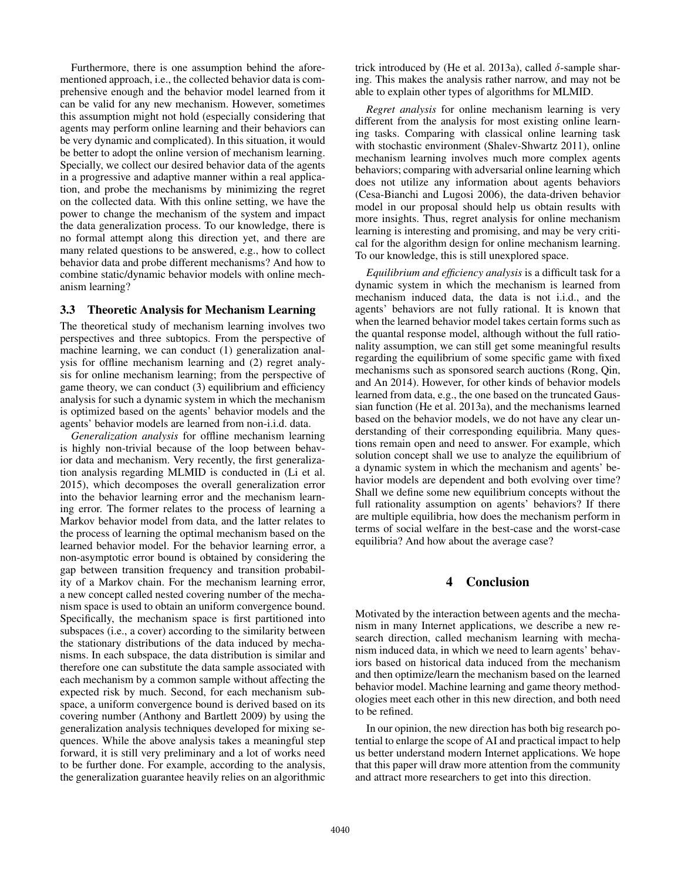Furthermore, there is one assumption behind the aforementioned approach, i.e., the collected behavior data is comprehensive enough and the behavior model learned from it can be valid for any new mechanism. However, sometimes this assumption might not hold (especially considering that agents may perform online learning and their behaviors can be very dynamic and complicated). In this situation, it would be better to adopt the online version of mechanism learning. Specially, we collect our desired behavior data of the agents in a progressive and adaptive manner within a real application, and probe the mechanisms by minimizing the regret on the collected data. With this online setting, we have the power to change the mechanism of the system and impact the data generalization process. To our knowledge, there is no formal attempt along this direction yet, and there are many related questions to be answered, e.g., how to collect behavior data and probe different mechanisms? And how to combine static/dynamic behavior models with online mechanism learning?

### 3.3 Theoretic Analysis for Mechanism Learning

The theoretical study of mechanism learning involves two perspectives and three subtopics. From the perspective of machine learning, we can conduct (1) generalization analysis for offline mechanism learning and (2) regret analysis for online mechanism learning; from the perspective of game theory, we can conduct (3) equilibrium and efficiency analysis for such a dynamic system in which the mechanism is optimized based on the agents' behavior models and the agents' behavior models are learned from non-i.i.d. data.

*Generalization analysis* for offline mechanism learning is highly non-trivial because of the loop between behavior data and mechanism. Very recently, the first generalization analysis regarding MLMID is conducted in (Li et al. 2015), which decomposes the overall generalization error into the behavior learning error and the mechanism learning error. The former relates to the process of learning a Markov behavior model from data, and the latter relates to the process of learning the optimal mechanism based on the learned behavior model. For the behavior learning error, a non-asymptotic error bound is obtained by considering the gap between transition frequency and transition probability of a Markov chain. For the mechanism learning error, a new concept called nested covering number of the mechanism space is used to obtain an uniform convergence bound. Specifically, the mechanism space is first partitioned into subspaces (i.e., a cover) according to the similarity between the stationary distributions of the data induced by mechanisms. In each subspace, the data distribution is similar and therefore one can substitute the data sample associated with each mechanism by a common sample without affecting the expected risk by much. Second, for each mechanism subspace, a uniform convergence bound is derived based on its covering number (Anthony and Bartlett 2009) by using the generalization analysis techniques developed for mixing sequences. While the above analysis takes a meaningful step forward, it is still very preliminary and a lot of works need to be further done. For example, according to the analysis, the generalization guarantee heavily relies on an algorithmic trick introduced by (He et al. 2013a), called $\delta$-sample sharing. This makes the analysis rather narrow, and may not be able to explain other types of algorithms for MLMID.

*Regret analysis* for online mechanism learning is very different from the analysis for most existing online learning tasks. Comparing with classical online learning task with stochastic environment (Shalev-Shwartz 2011), online mechanism learning involves much more complex agents behaviors; comparing with adversarial online learning which does not utilize any information about agents behaviors (Cesa-Bianchi and Lugosi 2006), the data-driven behavior model in our proposal should help us obtain results with more insights. Thus, regret analysis for online mechanism learning is interesting and promising, and may be very critical for the algorithm design for online mechanism learning. To our knowledge, this is still unexplored space.

*Equilibrium and efficiency analysis* is a difficult task for a dynamic system in which the mechanism is learned from mechanism induced data, the data is not i.i.d., and the agents' behaviors are not fully rational. It is known that when the learned behavior model takes certain forms such as the quantal response model, although without the full rationality assumption, we can still get some meaningful results regarding the equilibrium of some specific game with fixed mechanisms such as sponsored search auctions (Rong, Qin, and An 2014). However, for other kinds of behavior models learned from data, e.g., the one based on the truncated Gaussian function (He et al. 2013a), and the mechanisms learned based on the behavior models, we do not have any clear understanding of their corresponding equilibria. Many questions remain open and need to answer. For example, which solution concept shall we use to analyze the equilibrium of a dynamic system in which the mechanism and agents' behavior models are dependent and both evolving over time? Shall we define some new equilibrium concepts without the full rationality assumption on agents' behaviors? If there are multiple equilibria, how does the mechanism perform in terms of social welfare in the best-case and the worst-case equilibria? And how about the average case?

## 4 Conclusion

Motivated by the interaction between agents and the mechanism in many Internet applications, we describe a new research direction, called mechanism learning with mechanism induced data, in which we need to learn agents' behaviors based on historical data induced from the mechanism and then optimize/learn the mechanism based on the learned behavior model. Machine learning and game theory methodologies meet each other in this new direction, and both need to be refined.

In our opinion, the new direction has both big research potential to enlarge the scope of AI and practical impact to help us better understand modern Internet applications. We hope that this paper will draw more attention from the community and attract more researchers to get into this direction.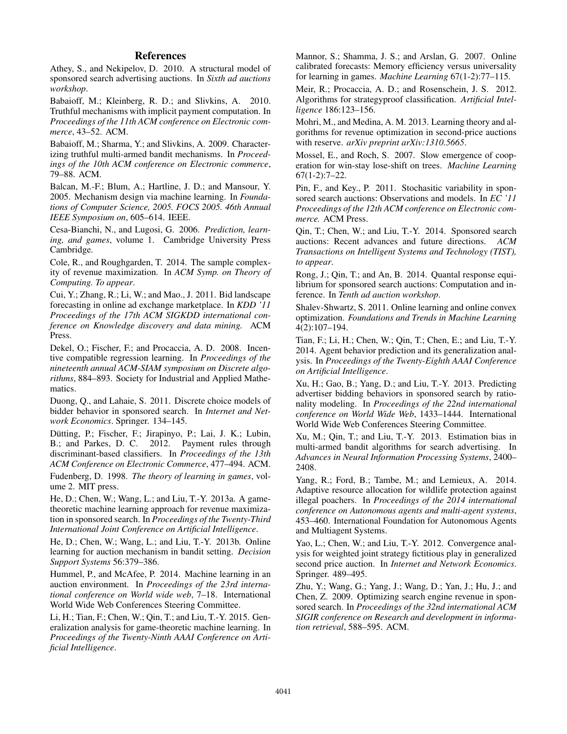## References

Athey, S., and Nekipelov, D. 2010. A structural model of sponsored search advertising auctions. In *Sixth ad auctions workshop*.

Babaioff, M.; Kleinberg, R. D.; and Slivkins, A. 2010. Truthful mechanisms with implicit payment computation. In *Proceedings of the 11th ACM conference on Electronic commerce*, 43–52. ACM.

Babaioff, M.; Sharma, Y.; and Slivkins, A. 2009. Characterizing truthful multi-armed bandit mechanisms. In *Proceedings of the 10th ACM conference on Electronic commerce*, 79–88. ACM.

Balcan, M.-F.; Blum, A.; Hartline, J. D.; and Mansour, Y. 2005. Mechanism design via machine learning. In *Foundations of Computer Science, 2005. FOCS 2005. 46th Annual IEEE Symposium on*, 605–614. IEEE.

Cesa-Bianchi, N., and Lugosi, G. 2006. *Prediction, learning, and games*, volume 1. Cambridge University Press Cambridge.

Cole, R., and Roughgarden, T. 2014. The sample complexity of revenue maximization. In *ACM Symp. on Theory of Computing. To appear*.

Cui, Y.; Zhang, R.; Li, W.; and Mao., J. 2011. Bid landscape forecasting in online ad exchange marketplace. In *KDD '11 Proceedings of the 17th ACM SIGKDD international conference on Knowledge discovery and data mining.* ACM Press.

Dekel, O.; Fischer, F.; and Procaccia, A. D. 2008. Incentive compatible regression learning. In *Proceedings of the nineteenth annual ACM-SIAM symposium on Discrete algorithms*, 884–893. Society for Industrial and Applied Mathematics.

Duong, Q., and Lahaie, S. 2011. Discrete choice models of bidder behavior in sponsored search. In *Internet and Network Economics*. Springer. 134–145.

Dütting, P.; Fischer, F.; Jirapinyo, P.; Lai, J. K.; Lubin, B.; and Parkes, D. C. 2012. Payment rules through discriminant-based classifiers. In *Proceedings of the 13th ACM Conference on Electronic Commerce*, 477–494. ACM.

Fudenberg, D. 1998. *The theory of learning in games*, volume 2. MIT press.

He, D.; Chen, W.; Wang, L.; and Liu, T.-Y. 2013a. A game-theoretic machine learning approach for revenue maximization in sponsored search. In *Proceedings of the Twenty-Third International Joint Conference on Artificial Intelligence*.

He, D.; Chen, W.; Wang, L.; and Liu, T.-Y. 2013b. Online learning for auction mechanism in bandit setting. *Decision Support Systems* 56:379–386.

Hummel, P., and McAfee, P. 2014. Machine learning in an auction environment. In *Proceedings of the 23rd international conference on World wide web*, 7–18. International World Wide Web Conferences Steering Committee.

Li, H.; Tian, F.; Chen, W.; Qin, T.; and Liu, T.-Y. 2015. Generalization analysis for game-theoretic machine learning. In *Proceedings of the Twenty-Ninth AAAI Conference on Artificial Intelligence*.

Mannor, S.; Shamma, J. S.; and Arslan, G. 2007. Online calibrated forecasts: Memory efficiency versus universality for learning in games. *Machine Learning* 67(1-2):77–115.

Meir, R.; Procaccia, A. D.; and Rosenschein, J. S. 2012. Algorithms for strategyproof classification. *Artificial Intelligence* 186:123–156.

Mohri, M., and Medina, A. M. 2013. Learning theory and algorithms for revenue optimization in second-price auctions with reserve. *arXiv preprint arXiv:1310.5665*.

Mossel, E., and Roch, S. 2007. Slow emergence of cooperation for win-stay lose-shift on trees. *Machine Learning* 67(1-2):7–22.

Pin, F., and Key., P. 2011. Stochasitic variability in sponsored search auctions: Observations and models. In *EC '11 Proceedings of the 12th ACM conference on Electronic commerce.* ACM Press.

Qin, T.; Chen, W.; and Liu, T.-Y. 2014. Sponsored search auctions: Recent advances and future directions. *ACM Transactions on Intelligent Systems and Technology (TIST), to appear*.

Rong, J.; Qin, T.; and An, B. 2014. Quantal response equilibrium for sponsored search auctions: Computation and inference. In *Tenth ad auction workshop*.

Shalev-Shwartz, S. 2011. Online learning and online convex optimization. *Foundations and Trends in Machine Learning* 4(2):107–194.

Tian, F.; Li, H.; Chen, W.; Qin, T.; Chen, E.; and Liu, T.-Y. 2014. Agent behavior prediction and its generalization analysis. In *Proceedings of the Twenty-Eighth AAAI Conference on Artificial Intelligence*.

Xu, H.; Gao, B.; Yang, D.; and Liu, T.-Y. 2013. Predicting advertiser bidding behaviors in sponsored search by rationality modeling. In *Proceedings of the 22nd international conference on World Wide Web*, 1433–1444. International World Wide Web Conferences Steering Committee.

Xu, M.; Qin, T.; and Liu, T.-Y. 2013. Estimation bias in multi-armed bandit algorithms for search advertising. In *Advances in Neural Information Processing Systems*, 2400–2408.

Yang, R.; Ford, B.; Tambe, M.; and Lemieux, A. 2014. Adaptive resource allocation for wildlife protection against illegal poachers. In *Proceedings of the 2014 international conference on Autonomous agents and multi-agent systems*, 453–460. International Foundation for Autonomous Agents and Multiagent Systems.

Yao, L.; Chen, W.; and Liu, T.-Y. 2012. Convergence analysis for weighted joint strategy fictitious play in generalized second price auction. In *Internet and Network Economics*. Springer. 489–495.

Zhu, Y.; Wang, G.; Yang, J.; Wang, D.; Yan, J.; Hu, J.; and Chen, Z. 2009. Optimizing search engine revenue in sponsored search. In *Proceedings of the 32nd international ACM SIGIR conference on Research and development in information retrieval*, 588–595. ACM.